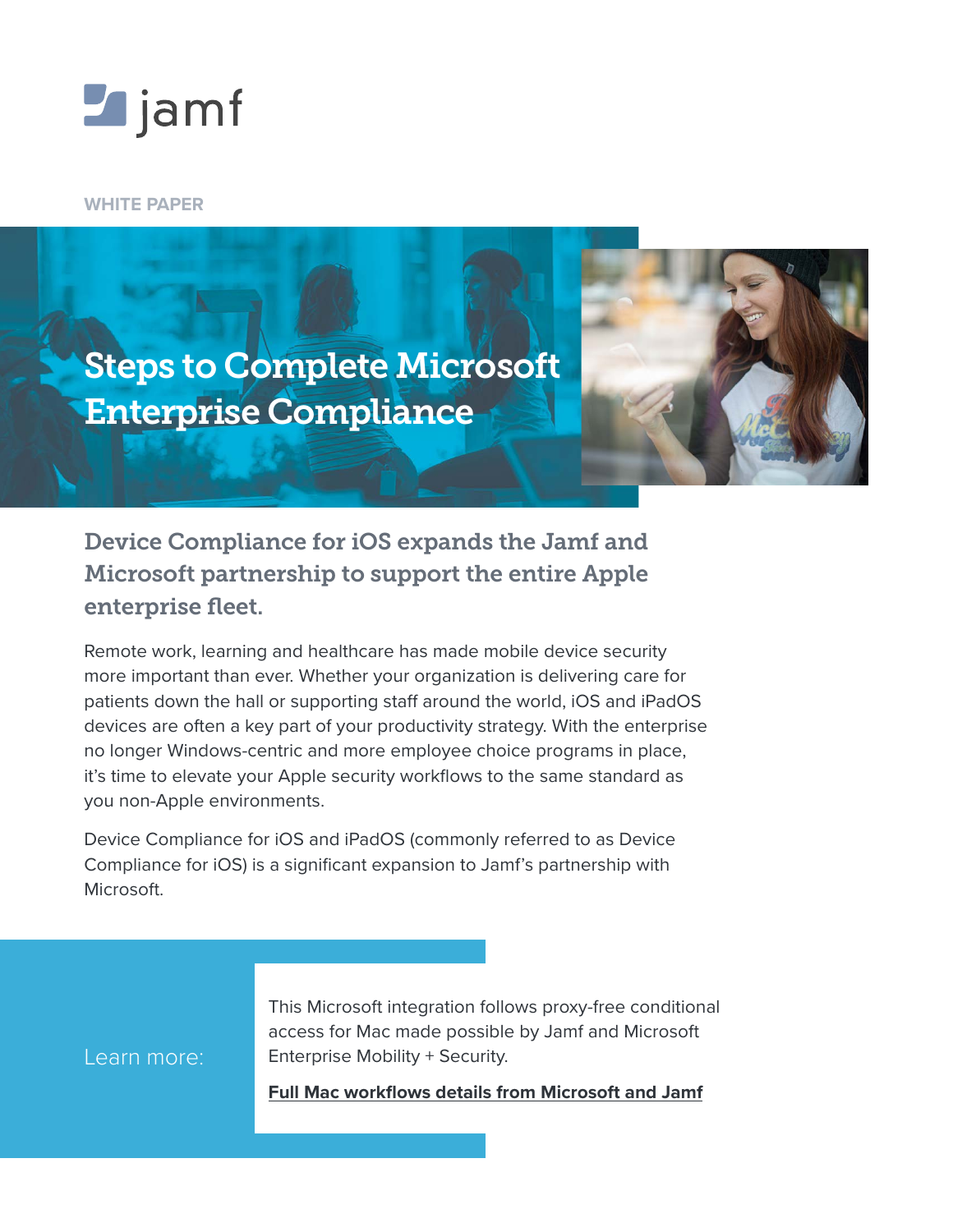jamf

WHITE PAPER

# Steps to Complete Microsoft Enterprise Compliance

## Device Compliance for iOS expands the Jamf and Microsoft partnership to support the entire Apple enterprise fleet.

Remote work, learning and healthcare has made mobile device security more important than ever. Whether your organization is delivering care for patients down the hall or supporting staff around the world, iOS and iPadOS devices are often a key part of your productivity strategy. With the enterprise no longer Windows-centric and more employee choice programs in place, it's time to elevate your Apple security workflows to the same standard as you non-Apple environments.

Device Compliance for iOS and iPadOS (commonly referred to as Device Compliance for iOS) is a significant expansion to Jamf's partnership with Microsoft.

Learn more:

This Microsoft integration follows proxy-free conditional access for Mac made possible by Jamf and Microsoft Enterprise Mobility + Security.

**Full Mac workflows details from Microsoft and Jamf**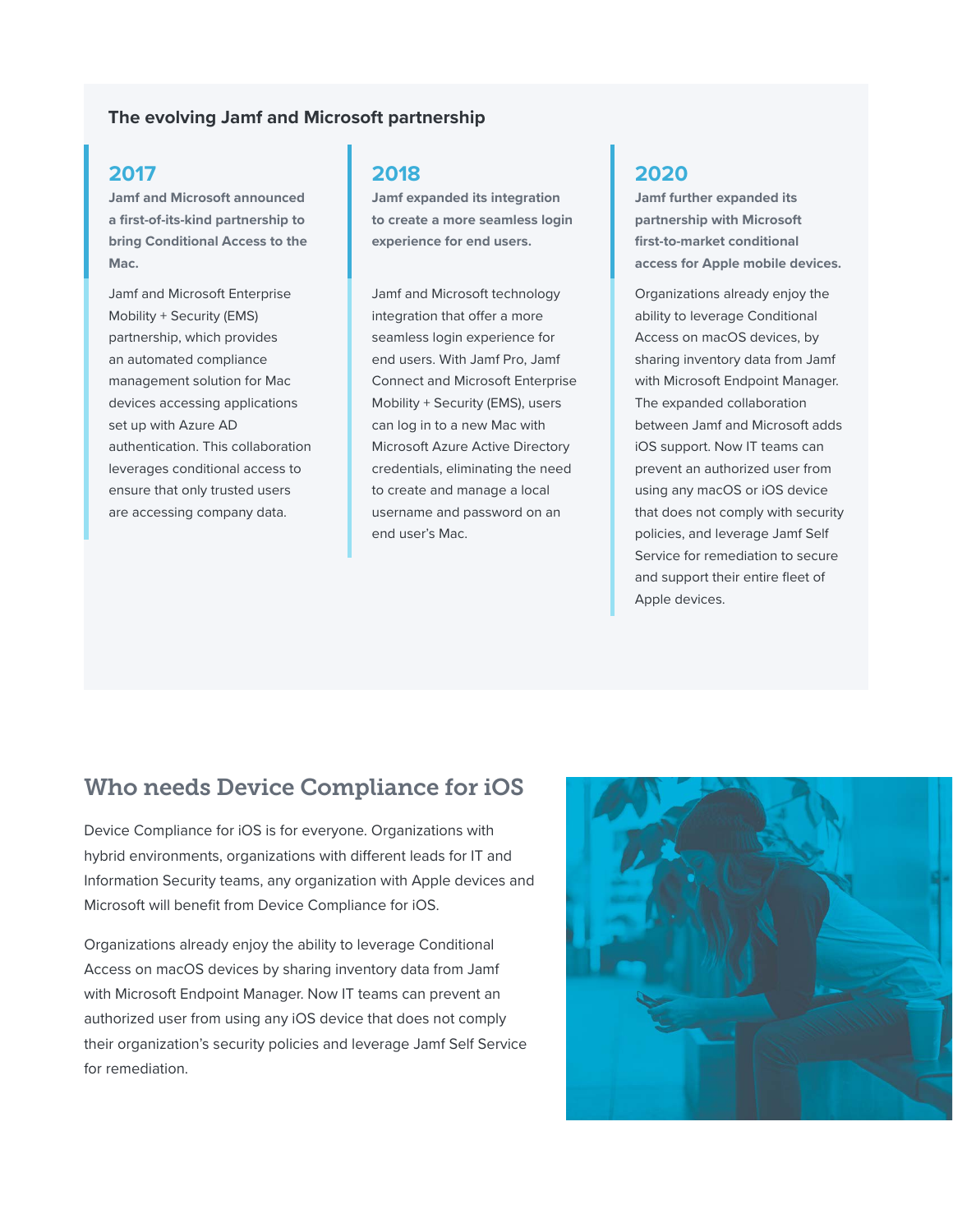## The evolving Jamf and Microsoft partnership

### 2017

**Jamf and Microsoft announced a first-of-its-kind partnership to bring Conditional Access to the Mac.**

Jamf and Microsoft Enterprise Mobility + Security (EMS) partnership, which provides an automated compliance management solution for Mac devices accessing applications set up with Azure AD authentication. This collaboration leverages conditional access to ensure that only trusted users are accessing company data.

### 2018

**Jamf expanded its integration to create a more seamless login experience for end users.**

Jamf and Microsoft technology integration that offer a more seamless login experience for end users. With Jamf Pro, Jamf Connect and Microsoft Enterprise Mobility + Security (EMS), users can log in to a new Mac with Microsoft Azure Active Directory credentials, eliminating the need to create and manage a local username and password on an end user's Mac.

### 2020

**Jamf further expanded its partnership with Microsoft first-to-market conditional access for Apple mobile devices.**

Organizations already enjoy the ability to leverage Conditional Access on macOS devices, by sharing inventory data from Jamf with Microsoft Endpoint Manager. The expanded collaboration between Jamf and Microsoft adds iOS support. Now IT teams can prevent an authorized user from using any macOS or iOS device that does not comply with security policies, and leverage Jamf Self Service for remediation to secure and support their entire fleet of Apple devices.

## Who needs Device Compliance for iOS

Device Compliance for iOS is for everyone. Organizations with hybrid environments, organizations with different leads for IT and Information Security teams, any organization with Apple devices and Microsoft will benefit from Device Compliance for iOS.

Organizations already enjoy the ability to leverage Conditional Access on macOS devices by sharing inventory data from Jamf with Microsoft Endpoint Manager. Now IT teams can prevent an authorized user from using any iOS device that does not comply their organization's security policies and leverage Jamf Self Service for remediation.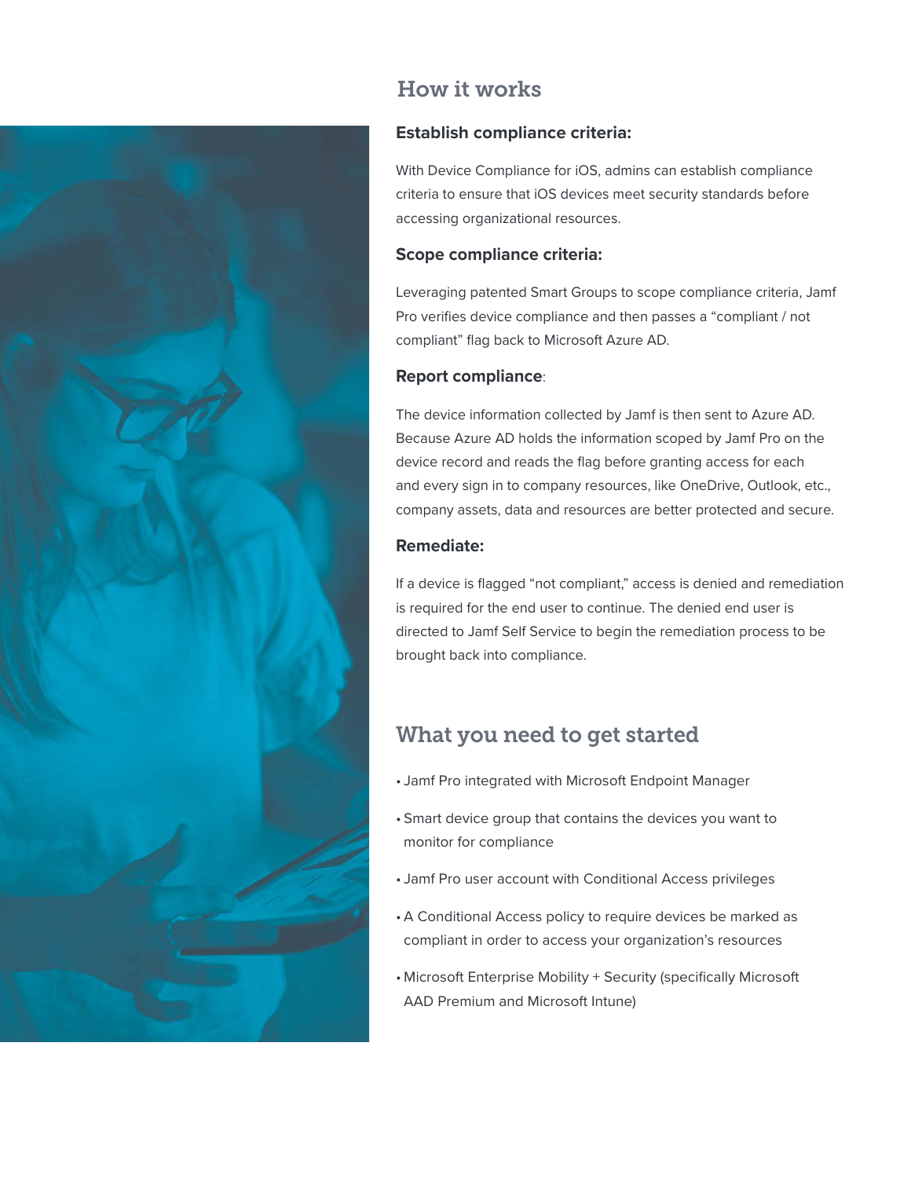## How it works

### Establish compliance criteria:

With Device Compliance for iOS, admins can establish compliance criteria to ensure that iOS devices meet security standards before accessing organizational resources.

### Scope compliance criteria:

Leveraging patented Smart Groups to scope compliance criteria, Jamf Pro verifies device compliance and then passes a "compliant / not compliant" flag back to Microsoft Azure AD.

### Report compliance:

The device information collected by Jamf is then sent to Azure AD. Because Azure AD holds the information scoped by Jamf Pro on the device record and reads the flag before granting access for each and every sign in to company resources, like OneDrive, Outlook, etc., company assets, data and resources are better protected and secure.

### Remediate:

If a device is flagged "not compliant," access is denied and remediation is required for the end user to continue. The denied end user is directed to Jamf Self Service to begin the remediation process to be brought back into compliance.

## What you need to get started

- Jamf Pro integrated with Microsoft Endpoint Manager
- Smart device group that contains the devices you want to monitor for compliance
- Jamf Pro user account with Conditional Access privileges
- A Conditional Access policy to require devices be marked as compliant in order to access your organization's resources
- Microsoft Enterprise Mobility + Security (specifically Microsoft AAD Premium and Microsoft Intune)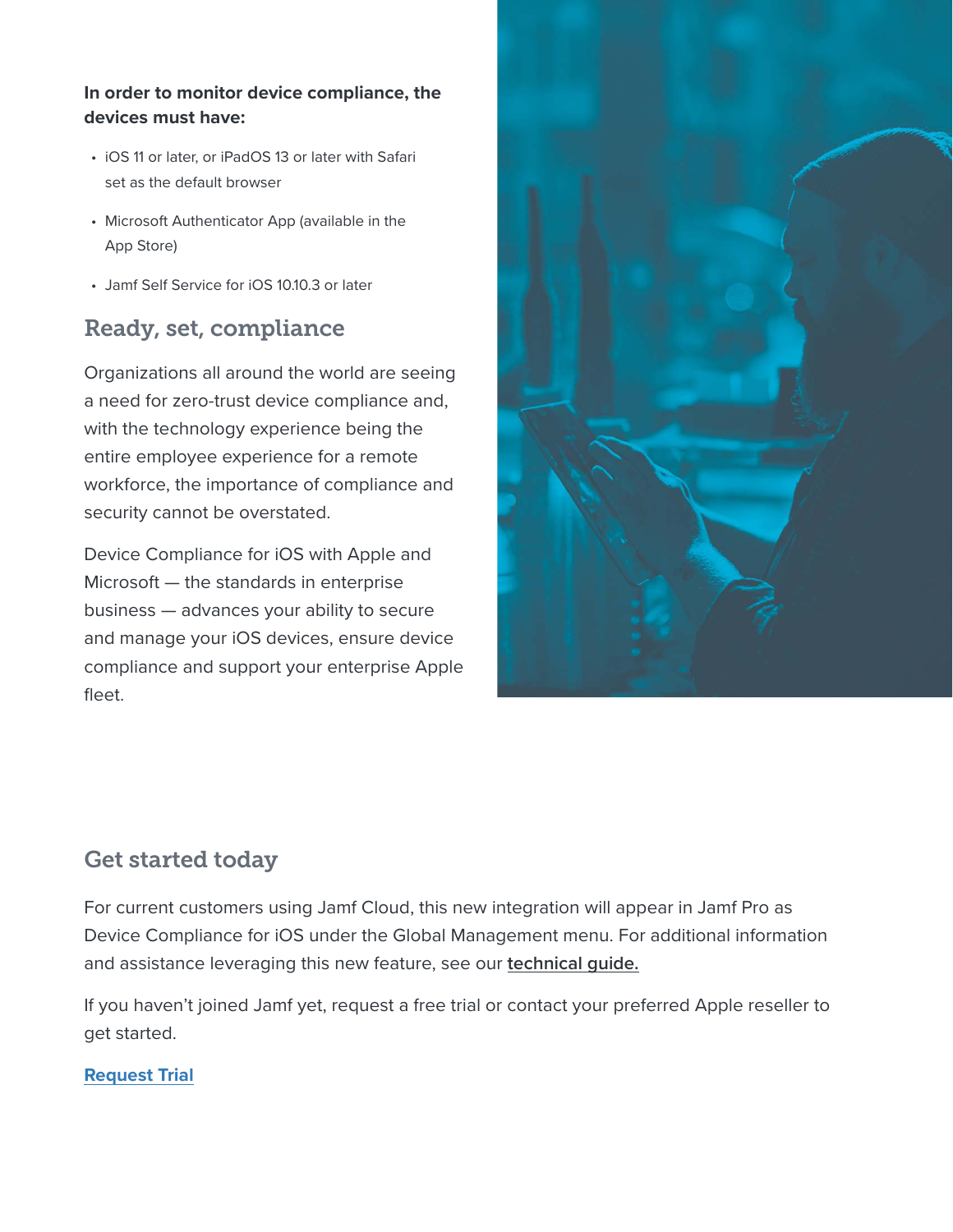**In order to monitor device compliance, the devices must have:**

- iOS 11 or later, or iPadOS 13 or later with Safari set as the default browser
- Microsoft Authenticator App (available in the App Store)
- Jamf Self Service for iOS 10.10.3 or later

## Ready, set, compliance

Organizations all around the world are seeing a need for zero-trust device compliance and, with the technology experience being the entire employee experience for a remote workforce, the importance of compliance and security cannot be overstated.

Device Compliance for iOS with Apple and Microsoft — the standards in enterprise business — advances your ability to secure and manage your iOS devices, ensure device compliance and support your enterprise Apple fleet.

## Get started today

For current customers using Jamf Cloud, this new integration will appear in Jamf Pro as Device Compliance for iOS under the Global Management menu. For additional information and assistance leveraging this new feature, see our **technical guide.**

If you haven't joined Jamf yet, request a free trial or contact your preferred Apple reseller to get started.

**Request Trial**